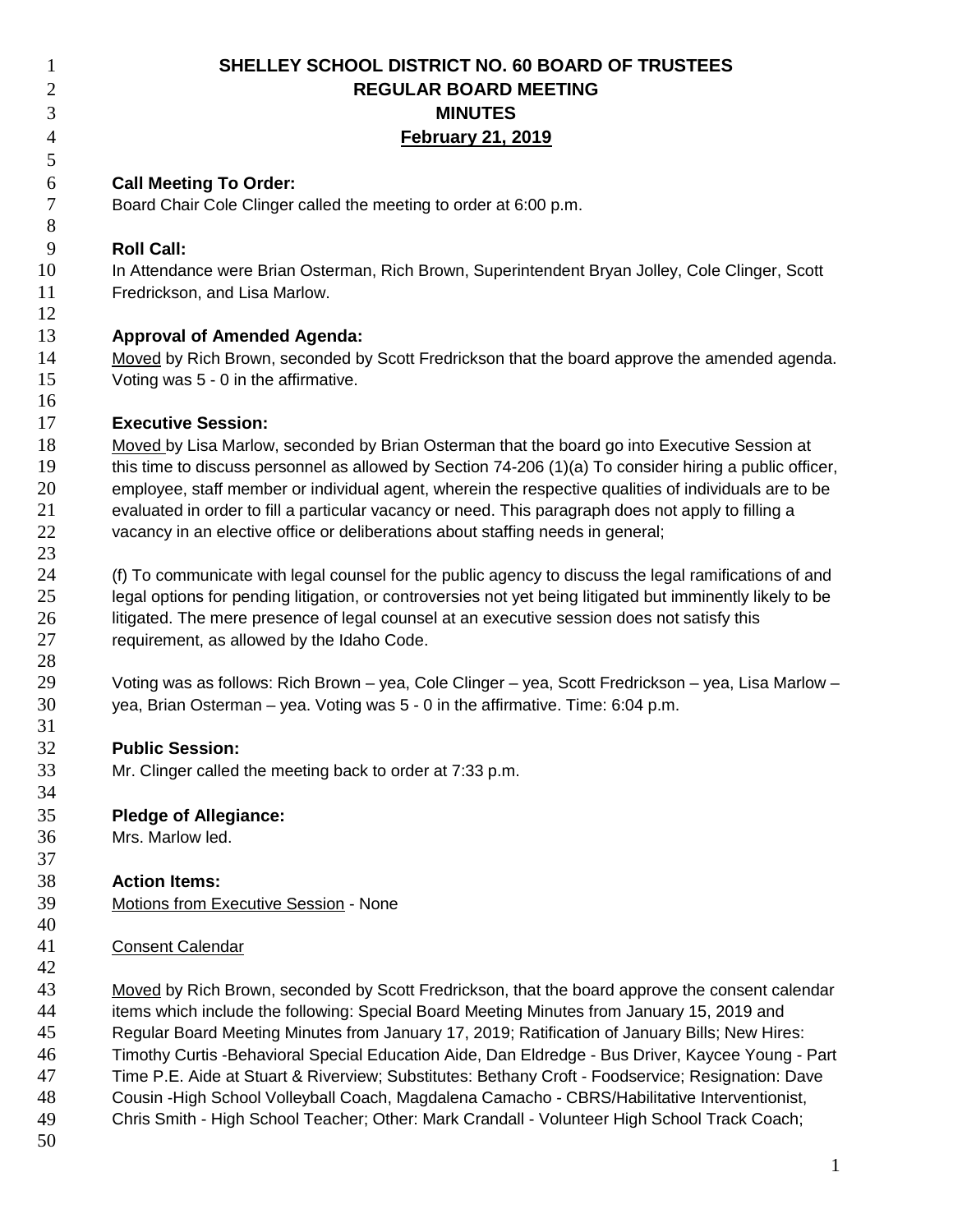# SHELLEY SCHOOL DISTRICT NO. 60 BOARD OF TRUSTEES
## REGULAR BOARD MEETING
## MINUTES
## February 21, 2019

**Call Meeting To Order:**
Board Chair Cole Clinger called the meeting to order at 6:00 p.m.

**Roll Call:**
In Attendance were Brian Osterman, Rich Brown, Superintendent Bryan Jolley, Cole Clinger, Scott Fredrickson, and Lisa Marlow.

**Approval of Amended Agenda:**
Moved by Rich Brown, seconded by Scott Fredrickson that the board approve the amended agenda. Voting was 5 - 0 in the affirmative.

**Executive Session:**
Moved by Lisa Marlow, seconded by Brian Osterman that the board go into Executive Session at this time to discuss personnel as allowed by Section 74-206 (1)(a) To consider hiring a public officer, employee, staff member or individual agent, wherein the respective qualities of individuals are to be evaluated in order to fill a particular vacancy or need. This paragraph does not apply to filling a vacancy in an elective office or deliberations about staffing needs in general;

(f) To communicate with legal counsel for the public agency to discuss the legal ramifications of and legal options for pending litigation, or controversies not yet being litigated but imminently likely to be litigated. The mere presence of legal counsel at an executive session does not satisfy this requirement, as allowed by the Idaho Code.

Voting was as follows: Rich Brown – yea, Cole Clinger – yea, Scott Fredrickson – yea, Lisa Marlow – yea, Brian Osterman – yea. Voting was 5 - 0 in the affirmative. Time: 6:04 p.m.

**Public Session:**
Mr. Clinger called the meeting back to order at 7:33 p.m.

**Pledge of Allegiance:**
Mrs. Marlow led.

**Action Items:**
Motions from Executive Session - None

Consent Calendar

Moved by Rich Brown, seconded by Scott Fredrickson, that the board approve the consent calendar items which include the following: Special Board Meeting Minutes from January 15, 2019 and Regular Board Meeting Minutes from January 17, 2019; Ratification of January Bills; New Hires: Timothy Curtis -Behavioral Special Education Aide, Dan Eldredge - Bus Driver, Kaycee Young - Part Time P.E. Aide at Stuart & Riverview; Substitutes: Bethany Croft - Foodservice; Resignation: Dave Cousin -High School Volleyball Coach, Magdalena Camacho - CBRS/Habilitative Interventionist, Chris Smith - High School Teacher; Other: Mark Crandall - Volunteer High School Track Coach;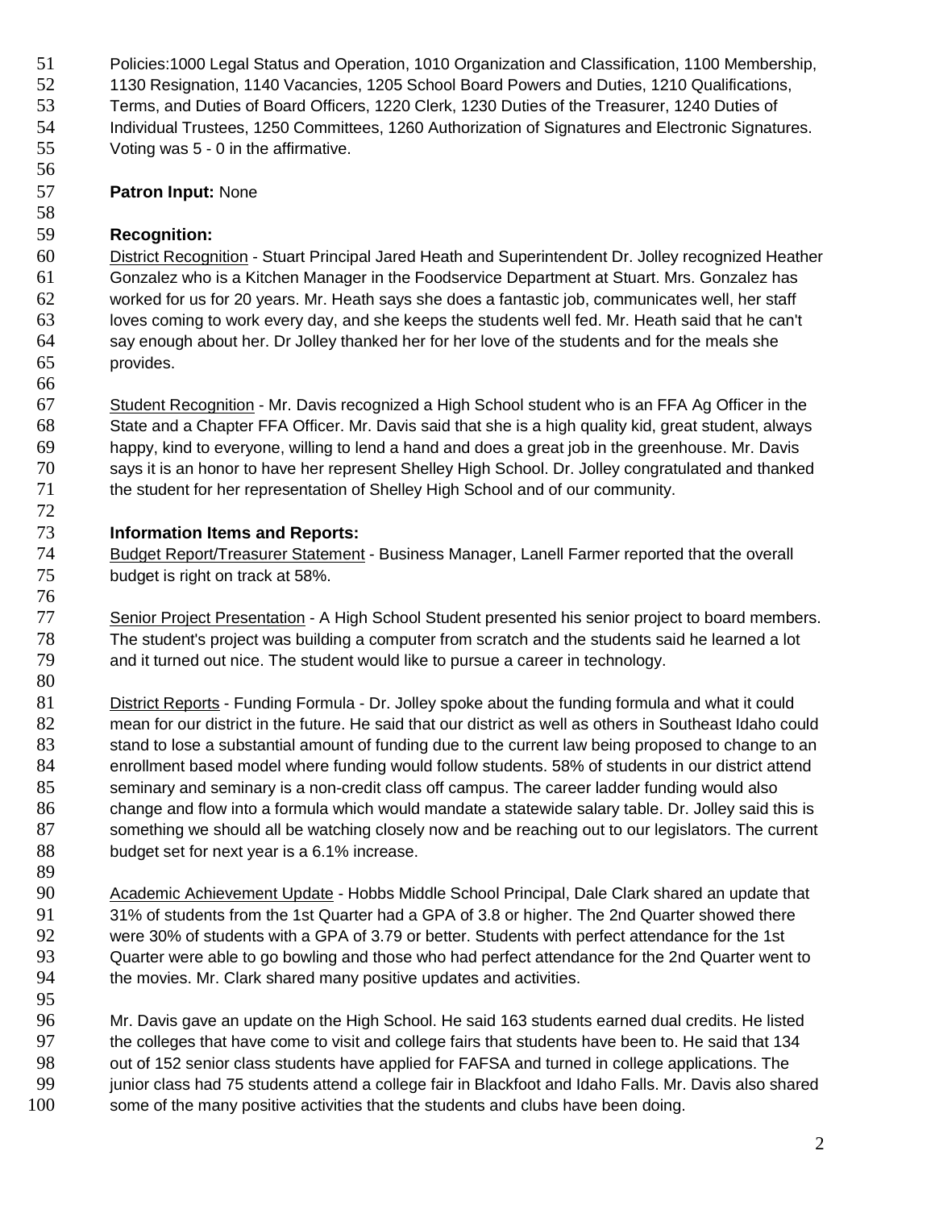Policies:1000 Legal Status and Operation, 1010 Organization and Classification, 1100 Membership, 1130 Resignation, 1140 Vacancies, 1205 School Board Powers and Duties, 1210 Qualifications, Terms, and Duties of Board Officers, 1220 Clerk, 1230 Duties of the Treasurer, 1240 Duties of Individual Trustees, 1250 Committees, 1260 Authorization of Signatures and Electronic Signatures. Voting was 5 - 0 in the affirmative.

**Patron Input:** None

**Recognition:**

District Recognition - Stuart Principal Jared Heath and Superintendent Dr. Jolley recognized Heather Gonzalez who is a Kitchen Manager in the Foodservice Department at Stuart. Mrs. Gonzalez has worked for us for 20 years. Mr. Heath says she does a fantastic job, communicates well, her staff loves coming to work every day, and she keeps the students well fed. Mr. Heath said that he can't say enough about her. Dr Jolley thanked her for her love of the students and for the meals she provides.

Student Recognition - Mr. Davis recognized a High School student who is an FFA Ag Officer in the State and a Chapter FFA Officer. Mr. Davis said that she is a high quality kid, great student, always happy, kind to everyone, willing to lend a hand and does a great job in the greenhouse. Mr. Davis says it is an honor to have her represent Shelley High School. Dr. Jolley congratulated and thanked the student for her representation of Shelley High School and of our community.

**Information Items and Reports:**

Budget Report/Treasurer Statement - Business Manager, Lanell Farmer reported that the overall budget is right on track at 58%.

Senior Project Presentation - A High School Student presented his senior project to board members. The student's project was building a computer from scratch and the students said he learned a lot and it turned out nice. The student would like to pursue a career in technology.

District Reports - Funding Formula - Dr. Jolley spoke about the funding formula and what it could mean for our district in the future. He said that our district as well as others in Southeast Idaho could stand to lose a substantial amount of funding due to the current law being proposed to change to an enrollment based model where funding would follow students. 58% of students in our district attend seminary and seminary is a non-credit class off campus. The career ladder funding would also change and flow into a formula which would mandate a statewide salary table. Dr. Jolley said this is something we should all be watching closely now and be reaching out to our legislators. The current budget set for next year is a 6.1% increase.

Academic Achievement Update - Hobbs Middle School Principal, Dale Clark shared an update that 31% of students from the 1st Quarter had a GPA of 3.8 or higher. The 2nd Quarter showed there were 30% of students with a GPA of 3.79 or better. Students with perfect attendance for the 1st Quarter were able to go bowling and those who had perfect attendance for the 2nd Quarter went to the movies. Mr. Clark shared many positive updates and activities.

Mr. Davis gave an update on the High School. He said 163 students earned dual credits. He listed the colleges that have come to visit and college fairs that students have been to. He said that 134 out of 152 senior class students have applied for FAFSA and turned in college applications. The junior class had 75 students attend a college fair in Blackfoot and Idaho Falls. Mr. Davis also shared some of the many positive activities that the students and clubs have been doing.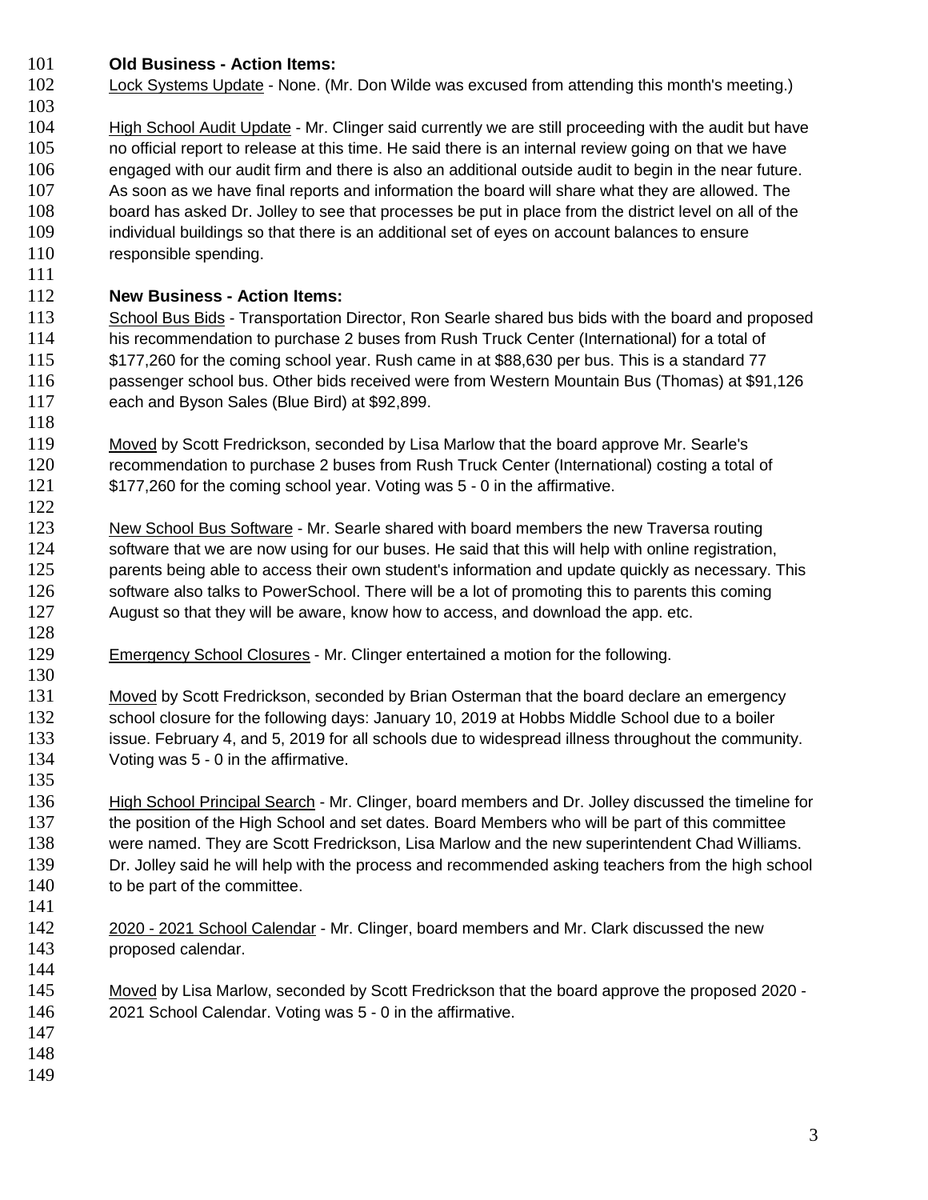**Old Business - Action Items:**

Lock Systems Update - None. (Mr. Don Wilde was excused from attending this month's meeting.)

High School Audit Update - Mr. Clinger said currently we are still proceeding with the audit but have no official report to release at this time. He said there is an internal review going on that we have engaged with our audit firm and there is also an additional outside audit to begin in the near future. As soon as we have final reports and information the board will share what they are allowed. The board has asked Dr. Jolley to see that processes be put in place from the district level on all of the individual buildings so that there is an additional set of eyes on account balances to ensure responsible spending.

**New Business - Action Items:**

School Bus Bids - Transportation Director, Ron Searle shared bus bids with the board and proposed his recommendation to purchase 2 buses from Rush Truck Center (International) for a total of $177,260 for the coming school year. Rush came in at $88,630 per bus. This is a standard 77 passenger school bus. Other bids received were from Western Mountain Bus (Thomas) at $91,126 each and Byson Sales (Blue Bird) at $92,899.

Moved by Scott Fredrickson, seconded by Lisa Marlow that the board approve Mr. Searle's recommendation to purchase 2 buses from Rush Truck Center (International) costing a total of $177,260 for the coming school year. Voting was 5 - 0 in the affirmative.

New School Bus Software - Mr. Searle shared with board members the new Traversa routing software that we are now using for our buses. He said that this will help with online registration, parents being able to access their own student's information and update quickly as necessary. This software also talks to PowerSchool. There will be a lot of promoting this to parents this coming August so that they will be aware, know how to access, and download the app. etc.

Emergency School Closures - Mr. Clinger entertained a motion for the following.

Moved by Scott Fredrickson, seconded by Brian Osterman that the board declare an emergency school closure for the following days: January 10, 2019 at Hobbs Middle School due to a boiler issue. February 4, and 5, 2019 for all schools due to widespread illness throughout the community. Voting was 5 - 0 in the affirmative.

High School Principal Search - Mr. Clinger, board members and Dr. Jolley discussed the timeline for the position of the High School and set dates. Board Members who will be part of this committee were named. They are Scott Fredrickson, Lisa Marlow and the new superintendent Chad Williams. Dr. Jolley said he will help with the process and recommended asking teachers from the high school to be part of the committee.

2020 - 2021 School Calendar - Mr. Clinger, board members and Mr. Clark discussed the new proposed calendar.

Moved by Lisa Marlow, seconded by Scott Fredrickson that the board approve the proposed 2020 - 2021 School Calendar. Voting was 5 - 0 in the affirmative.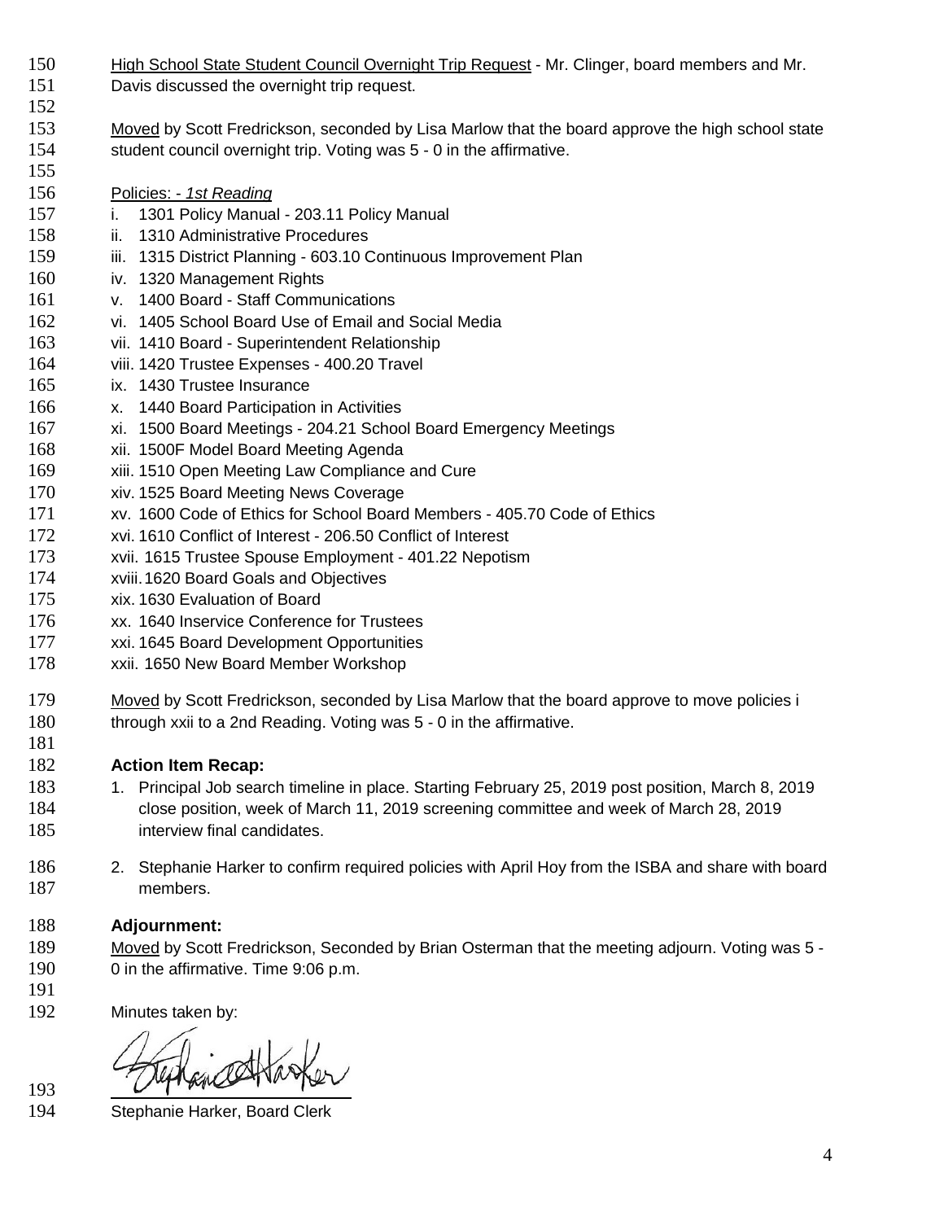High School State Student Council Overnight Trip Request - Mr. Clinger, board members and Mr. Davis discussed the overnight trip request.

Moved by Scott Fredrickson, seconded by Lisa Marlow that the board approve the high school state student council overnight trip. Voting was 5 - 0 in the affirmative.

Policies: - *1st Reading*

i. 1301 Policy Manual - 203.11 Policy Manual
ii. 1310 Administrative Procedures
iii. 1315 District Planning - 603.10 Continuous Improvement Plan
iv. 1320 Management Rights
v. 1400 Board - Staff Communications
vi. 1405 School Board Use of Email and Social Media
vii. 1410 Board - Superintendent Relationship
viii. 1420 Trustee Expenses - 400.20 Travel
ix. 1430 Trustee Insurance
x. 1440 Board Participation in Activities
xi. 1500 Board Meetings - 204.21 School Board Emergency Meetings
xii. 1500F Model Board Meeting Agenda
xiii. 1510 Open Meeting Law Compliance and Cure
xiv. 1525 Board Meeting News Coverage
xv. 1600 Code of Ethics for School Board Members - 405.70 Code of Ethics
xvi. 1610 Conflict of Interest - 206.50 Conflict of Interest
xvii. 1615 Trustee Spouse Employment - 401.22 Nepotism
xviii. 1620 Board Goals and Objectives
xix. 1630 Evaluation of Board
xx. 1640 Inservice Conference for Trustees
xxi. 1645 Board Development Opportunities
xxii. 1650 New Board Member Workshop

Moved by Scott Fredrickson, seconded by Lisa Marlow that the board approve to move policies i through xxii to a 2nd Reading. Voting was 5 - 0 in the affirmative.

**Action Item Recap:**

1. Principal Job search timeline in place. Starting February 25, 2019 post position, March 8, 2019 close position, week of March 11, 2019 screening committee and week of March 28, 2019 interview final candidates.
2. Stephanie Harker to confirm required policies with April Hoy from the ISBA and share with board members.

**Adjournment:**

Moved by Scott Fredrickson, Seconded by Brian Osterman that the meeting adjourn. Voting was 5 - 0 in the affirmative. Time 9:06 p.m.

Minutes taken by:

Stephanie Harker, Board Clerk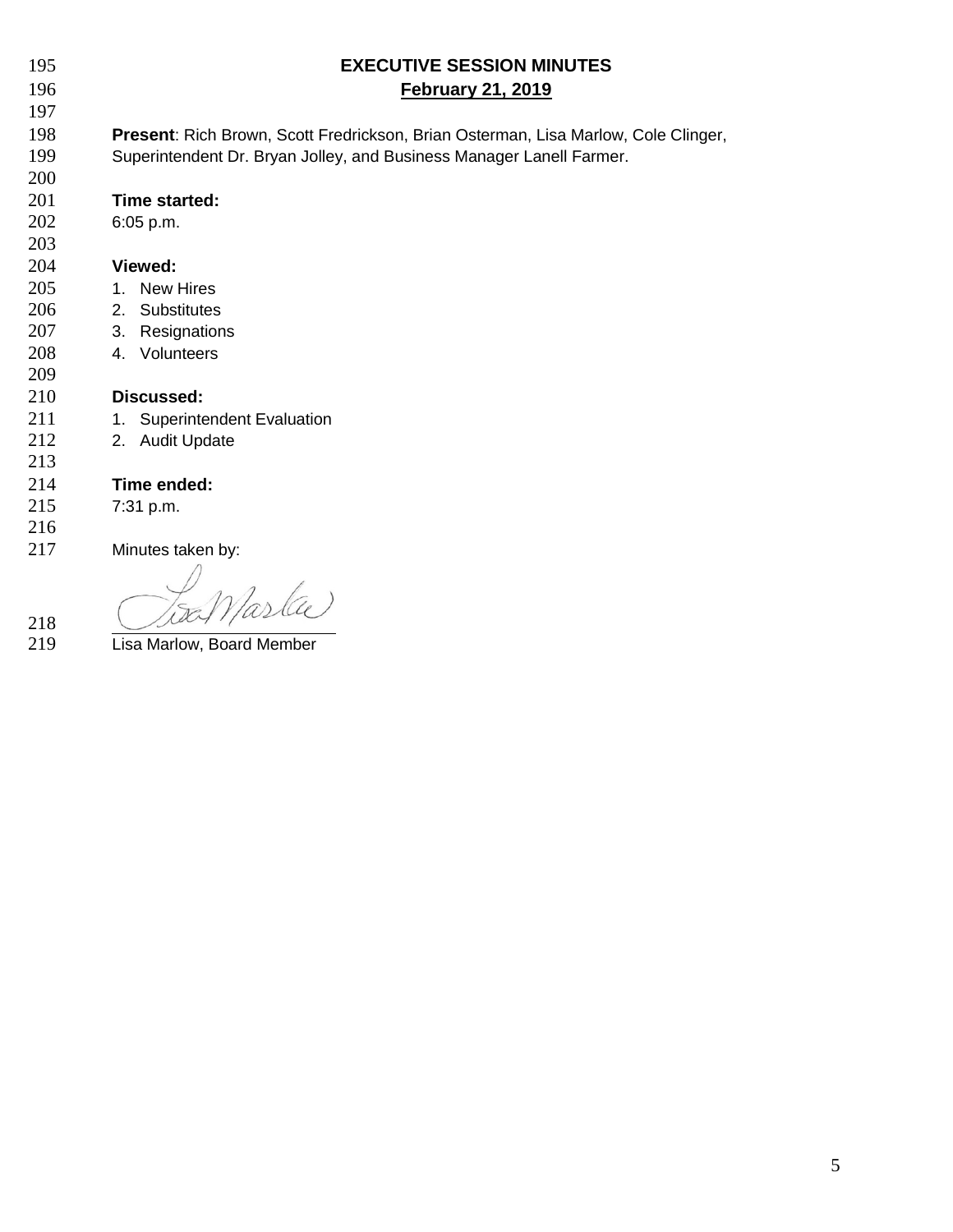## EXECUTIVE SESSION MINUTES

**February 21, 2019**

**Present**: Rich Brown, Scott Fredrickson, Brian Osterman, Lisa Marlow, Cole Clinger, Superintendent Dr. Bryan Jolley, and Business Manager Lanell Farmer.

**Time started:**
6:05 p.m.

**Viewed:**

1. New Hires
2. Substitutes
3. Resignations
4. Volunteers

**Discussed:**

1. Superintendent Evaluation
2. Audit Update

**Time ended:**
7:31 p.m.

Minutes taken by:

Lisa Marlow, Board Member